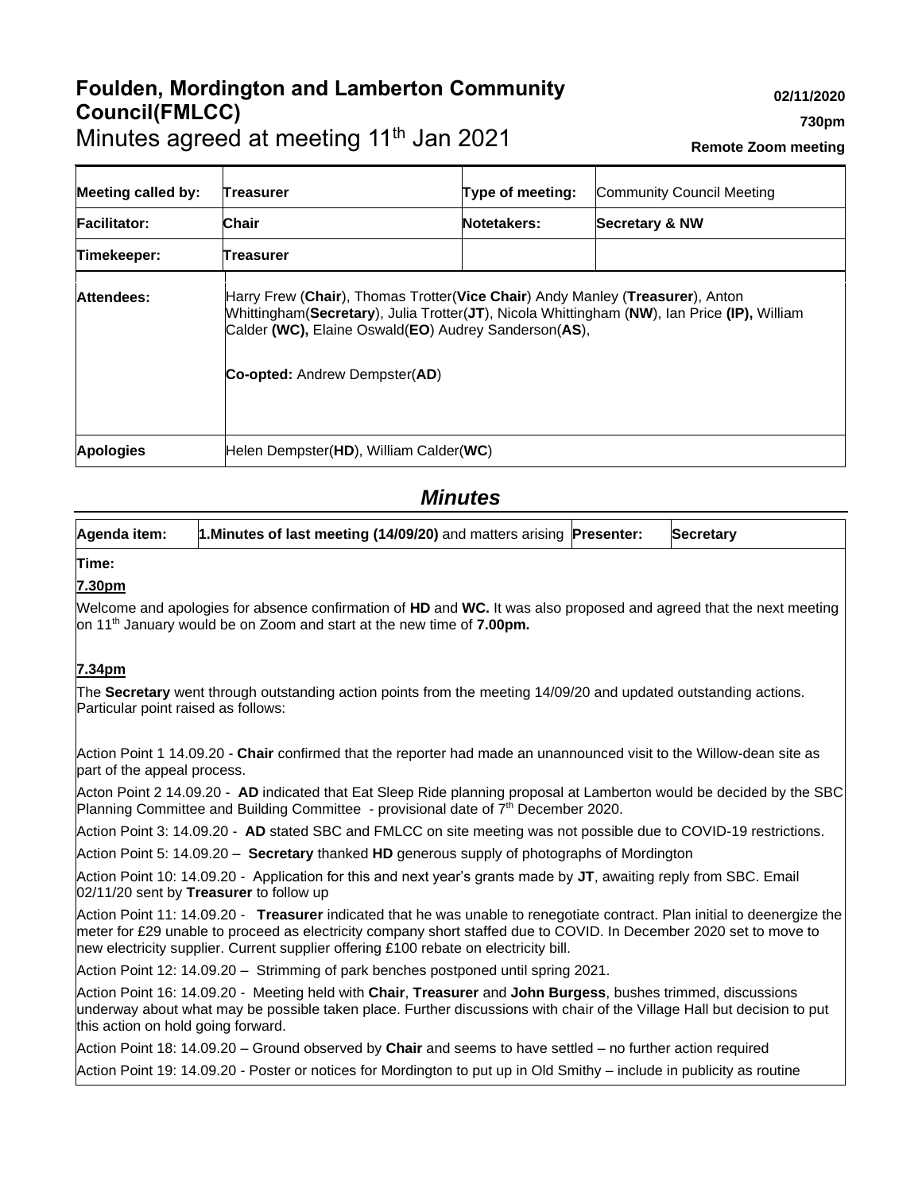# Foulden, Mordington and Lamberton Community Council(FMLCC)

Minutes agreed at meeting 11th Jan 2021

**02/11/2020**

**730pm**

**Remote Zoom meeting**

| **Meeting called by:** | **Treasurer** | **Type of meeting:** | Community Council Meeting |
|---|---|---|---|
| **Facilitator:** | **Chair** | **Notetakers:** | **Secretary & NW** |
| **Timekeeper:** | **Treasurer** | | |
| **Attendees:** | Harry Frew (**Chair**), Thomas Trotter(**Vice Chair**) Andy Manley (**Treasurer**), Anton Whittingham(**Secretary**), Julia Trotter(**JT**), Nicola Whittingham (**NW**), Ian Price **(IP),** William Calder **(WC),** Elaine Oswald(**EO**) Audrey Sanderson(**AS**),<br><br>**Co-opted:** Andrew Dempster(**AD**) | | |
| **Apologies** | Helen Dempster(**HD**), William Calder(**WC**) | | |

## *Minutes*

| **Agenda item:** | **1.Minutes of last meeting (14/09/20)** and matters arising | **Presenter:** | **Secretary** |
|---|---|---|---|

**Time:**

**7.30pm**

Welcome and apologies for absence confirmation of **HD** and **WC.** It was also proposed and agreed that the next meeting on 11th January would be on Zoom and start at the new time of **7.00pm.**

**7.34pm**

The **Secretary** went through outstanding action points from the meeting 14/09/20 and updated outstanding actions. Particular point raised as follows:

Action Point 1 14.09.20 - **Chair** confirmed that the reporter had made an unannounced visit to the Willow-dean site as part of the appeal process.

Acton Point 2 14.09.20 - **AD** indicated that Eat Sleep Ride planning proposal at Lamberton would be decided by the SBC Planning Committee and Building Committee - provisional date of 7th December 2020.

Action Point 3: 14.09.20 - **AD** stated SBC and FMLCC on site meeting was not possible due to COVID-19 restrictions.

Action Point 5: 14.09.20 – **Secretary** thanked **HD** generous supply of photographs of Mordington

Action Point 10: 14.09.20 - Application for this and next year's grants made by **JT**, awaiting reply from SBC. Email 02/11/20 sent by **Treasurer** to follow up

Action Point 11: 14.09.20 - **Treasurer** indicated that he was unable to renegotiate contract. Plan initial to deenergize the meter for £29 unable to proceed as electricity company short staffed due to COVID. In December 2020 set to move to new electricity supplier. Current supplier offering £100 rebate on electricity bill.

Action Point 12: 14.09.20 – Strimming of park benches postponed until spring 2021.

Action Point 16: 14.09.20 - Meeting held with **Chair**, **Treasurer** and **John Burgess**, bushes trimmed, discussions underway about what may be possible taken place. Further discussions with chair of the Village Hall but decision to put this action on hold going forward.

Action Point 18: 14.09.20 – Ground observed by **Chair** and seems to have settled – no further action required

Action Point 19: 14.09.20 - Poster or notices for Mordington to put up in Old Smithy – include in publicity as routine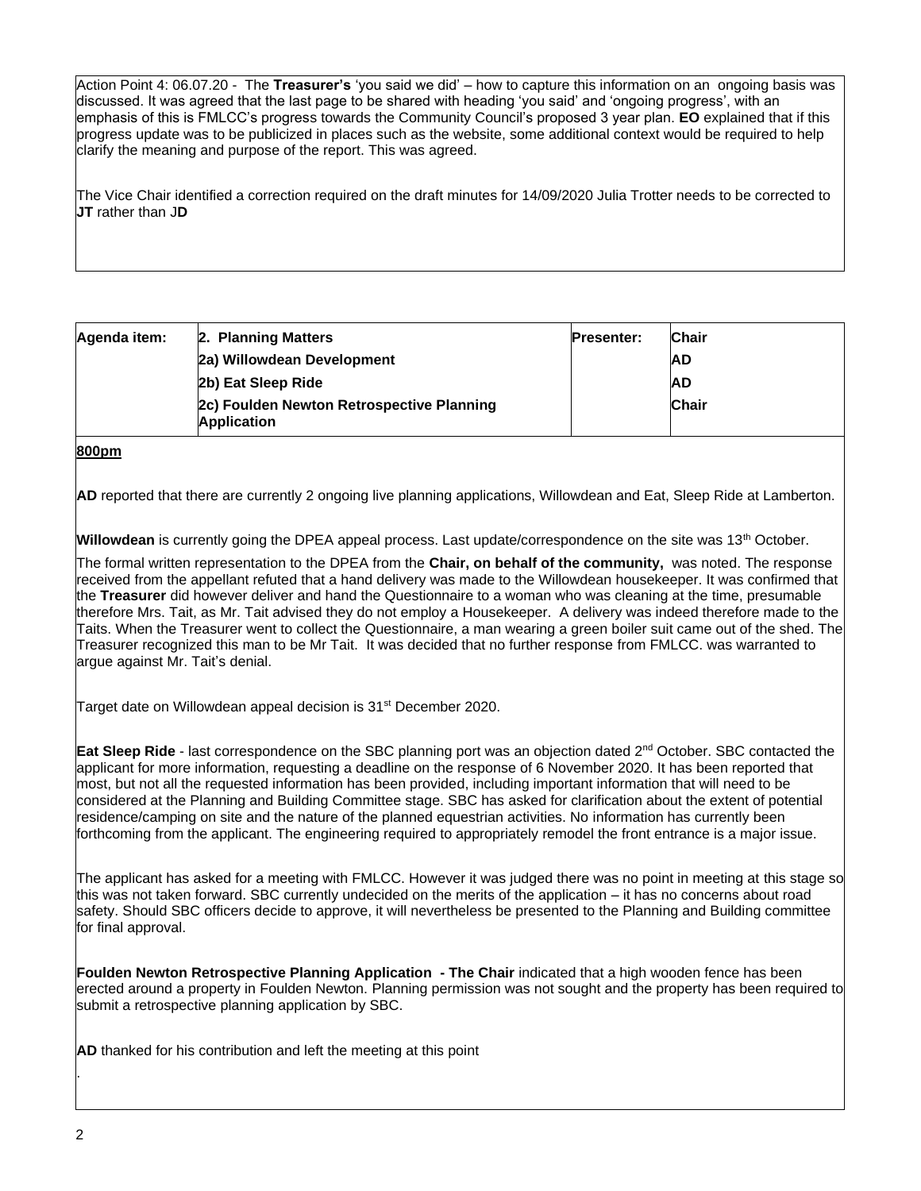Action Point 4: 06.07.20 - The **Treasurer's** 'you said we did' – how to capture this information on an ongoing basis was discussed. It was agreed that the last page to be shared with heading 'you said' and 'ongoing progress', with an emphasis of this is FMLCC's progress towards the Community Council's proposed 3 year plan. **EO** explained that if this progress update was to be publicized in places such as the website, some additional context would be required to help clarify the meaning and purpose of the report. This was agreed.

The Vice Chair identified a correction required on the draft minutes for 14/09/2020 Julia Trotter needs to be corrected to **JT** rather than J**D**

| Agenda item: | 2. Planning Matters | Presenter: | Chair |
|---|---|---|---|
| | **2a) Willowdean Development** | | **AD** |
| | **2b) Eat Sleep Ride** | | **AD** |
| | **2c) Foulden Newton Retrospective Planning Application** | | **Chair** |

**800pm**

**AD** reported that there are currently 2 ongoing live planning applications, Willowdean and Eat, Sleep Ride at Lamberton.

**Willowdean** is currently going the DPEA appeal process. Last update/correspondence on the site was 13th October.

The formal written representation to the DPEA from the **Chair, on behalf of the community,** was noted. The response received from the appellant refuted that a hand delivery was made to the Willowdean housekeeper. It was confirmed that the **Treasurer** did however deliver and hand the Questionnaire to a woman who was cleaning at the time, presumable therefore Mrs. Tait, as Mr. Tait advised they do not employ a Housekeeper. A delivery was indeed therefore made to the Taits. When the Treasurer went to collect the Questionnaire, a man wearing a green boiler suit came out of the shed. The Treasurer recognized this man to be Mr Tait. It was decided that no further response from FMLCC. was warranted to argue against Mr. Tait's denial.

Target date on Willowdean appeal decision is 31st December 2020.

**Eat Sleep Ride** - last correspondence on the SBC planning port was an objection dated 2nd October. SBC contacted the applicant for more information, requesting a deadline on the response of 6 November 2020. It has been reported that most, but not all the requested information has been provided, including important information that will need to be considered at the Planning and Building Committee stage. SBC has asked for clarification about the extent of potential residence/camping on site and the nature of the planned equestrian activities. No information has currently been forthcoming from the applicant. The engineering required to appropriately remodel the front entrance is a major issue.

The applicant has asked for a meeting with FMLCC. However it was judged there was no point in meeting at this stage so this was not taken forward. SBC currently undecided on the merits of the application – it has no concerns about road safety. Should SBC officers decide to approve, it will nevertheless be presented to the Planning and Building committee for final approval.

**Foulden Newton Retrospective Planning Application - The Chair** indicated that a high wooden fence has been erected around a property in Foulden Newton. Planning permission was not sought and the property has been required to submit a retrospective planning application by SBC.

**AD** thanked for his contribution and left the meeting at this point

.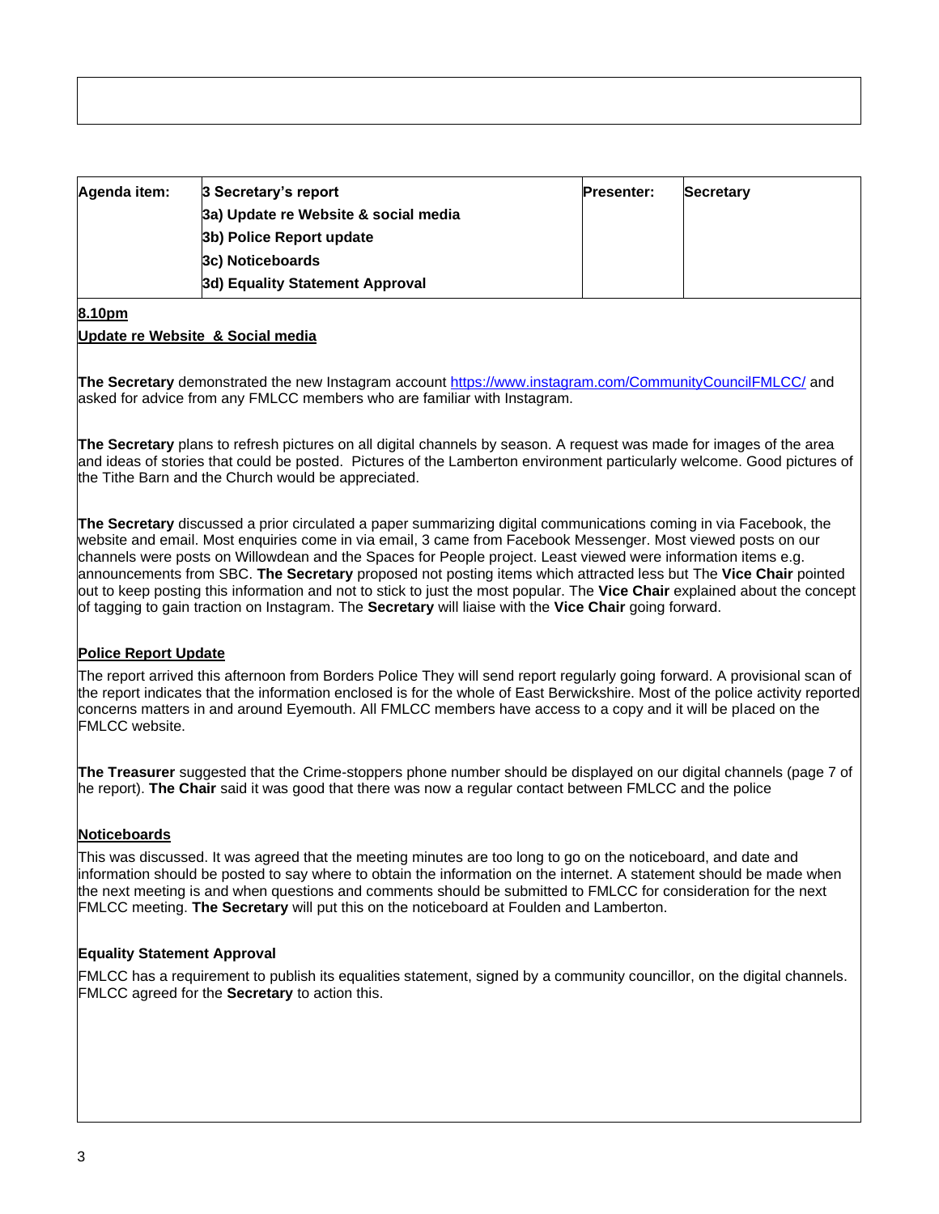| Agenda item: | 3 Secretary's report<br>3a) Update re Website & social media<br>3b) Police Report update<br>3c) Noticeboards<br>3d) Equality Statement Approval | Presenter: | Secretary |
|---|---|---|---|

**8.10pm**

**Update re Website & Social media**

**The Secretary** demonstrated the new Instagram account https://www.instagram.com/CommunityCouncilFMLCC/ and asked for advice from any FMLCC members who are familiar with Instagram.

**The Secretary** plans to refresh pictures on all digital channels by season. A request was made for images of the area and ideas of stories that could be posted. Pictures of the Lamberton environment particularly welcome. Good pictures of the Tithe Barn and the Church would be appreciated.

**The Secretary** discussed a prior circulated a paper summarizing digital communications coming in via Facebook, the website and email. Most enquiries come in via email, 3 came from Facebook Messenger. Most viewed posts on our channels were posts on Willowdean and the Spaces for People project. Least viewed were information items e.g. announcements from SBC. **The Secretary** proposed not posting items which attracted less but The **Vice Chair** pointed out to keep posting this information and not to stick to just the most popular. The **Vice Chair** explained about the concept of tagging to gain traction on Instagram. The **Secretary** will liaise with the **Vice Chair** going forward.

**Police Report Update**

The report arrived this afternoon from Borders Police They will send report regularly going forward. A provisional scan of the report indicates that the information enclosed is for the whole of East Berwickshire. Most of the police activity reported concerns matters in and around Eyemouth. All FMLCC members have access to a copy and it will be placed on the FMLCC website.

**The Treasurer** suggested that the Crime-stoppers phone number should be displayed on our digital channels (page 7 of he report). **The Chair** said it was good that there was now a regular contact between FMLCC and the police

**Noticeboards**

This was discussed. It was agreed that the meeting minutes are too long to go on the noticeboard, and date and information should be posted to say where to obtain the information on the internet. A statement should be made when the next meeting is and when questions and comments should be submitted to FMLCC for consideration for the next FMLCC meeting. **The Secretary** will put this on the noticeboard at Foulden and Lamberton.

**Equality Statement Approval**

FMLCC has a requirement to publish its equalities statement, signed by a community councillor, on the digital channels. FMLCC agreed for the **Secretary** to action this.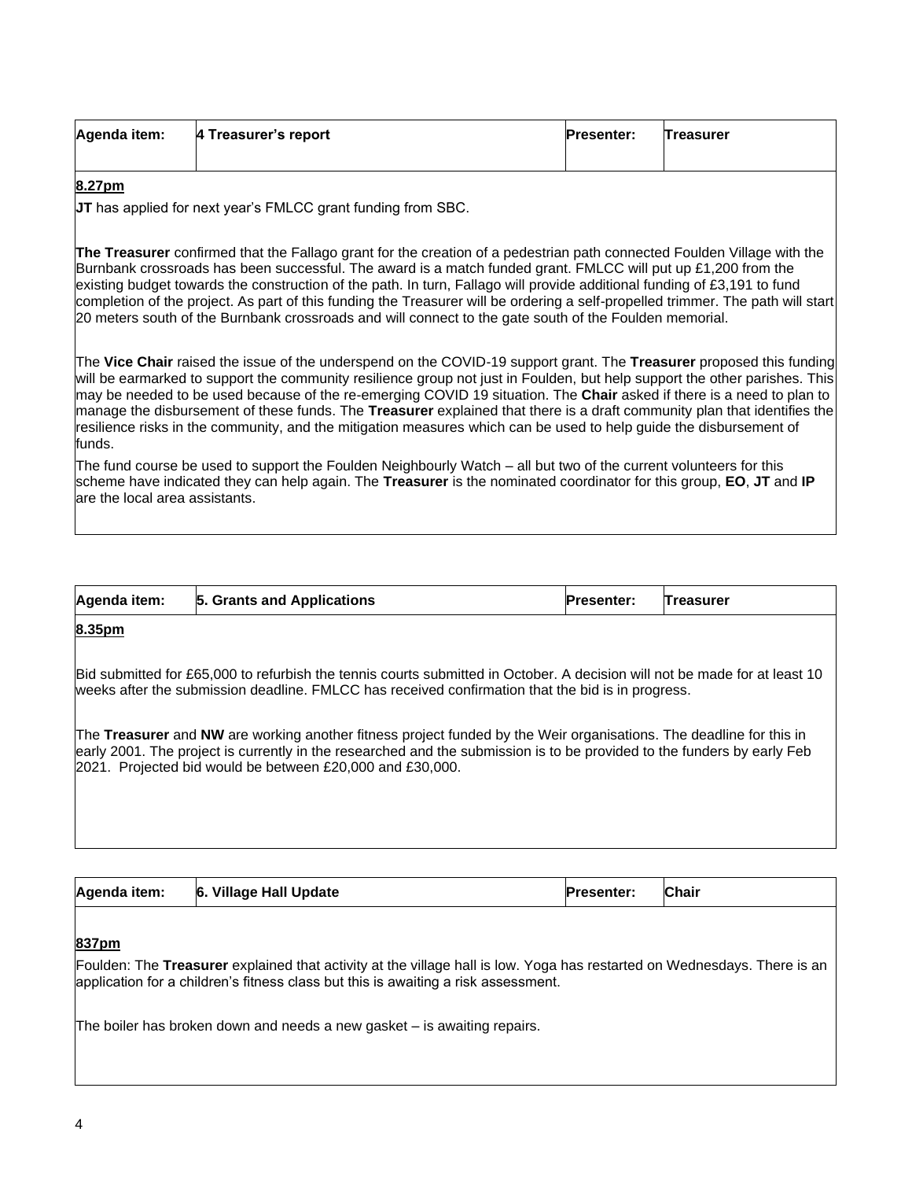| Agenda item: | 4 Treasurer's report | Presenter: | Treasurer |
|---|---|---|---|

**8.27pm**

**JT** has applied for next year's FMLCC grant funding from SBC.

**The Treasurer** confirmed that the Fallago grant for the creation of a pedestrian path connected Foulden Village with the Burnbank crossroads has been successful. The award is a match funded grant. FMLCC will put up £1,200 from the existing budget towards the construction of the path. In turn, Fallago will provide additional funding of £3,191 to fund completion of the project. As part of this funding the Treasurer will be ordering a self-propelled trimmer. The path will start 20 meters south of the Burnbank crossroads and will connect to the gate south of the Foulden memorial.

The **Vice Chair** raised the issue of the underspend on the COVID-19 support grant. The **Treasurer** proposed this funding will be earmarked to support the community resilience group not just in Foulden, but help support the other parishes. This may be needed to be used because of the re-emerging COVID 19 situation. The **Chair** asked if there is a need to plan to manage the disbursement of these funds. The **Treasurer** explained that there is a draft community plan that identifies the resilience risks in the community, and the mitigation measures which can be used to help guide the disbursement of funds.

The fund course be used to support the Foulden Neighbourly Watch – all but two of the current volunteers for this scheme have indicated they can help again. The **Treasurer** is the nominated coordinator for this group, **EO**, **JT** and **IP** are the local area assistants.

| Agenda item: | 5. Grants and Applications | Presenter: | Treasurer |
|---|---|---|---|

**8.35pm**

Bid submitted for £65,000 to refurbish the tennis courts submitted in October. A decision will not be made for at least 10 weeks after the submission deadline. FMLCC has received confirmation that the bid is in progress.

The **Treasurer** and **NW** are working another fitness project funded by the Weir organisations. The deadline for this in early 2001. The project is currently in the researched and the submission is to be provided to the funders by early Feb 2021. Projected bid would be between £20,000 and £30,000.

| Agenda item: | 6. Village Hall Update | Presenter: | Chair |
|---|---|---|---|

**837pm**

Foulden: The **Treasurer** explained that activity at the village hall is low. Yoga has restarted on Wednesdays. There is an application for a children's fitness class but this is awaiting a risk assessment.

The boiler has broken down and needs a new gasket – is awaiting repairs.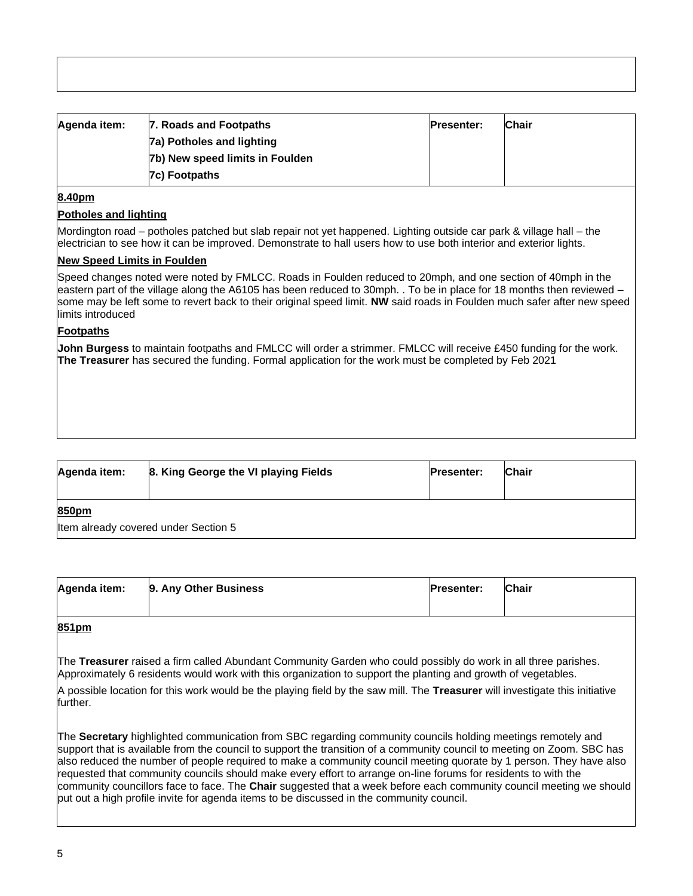| Agenda item: | 7. Roads and Footpaths<br>7a) Potholes and lighting<br>7b) New speed limits in Foulden<br>7c) Footpaths | Presenter: | Chair |
|---|---|---|---|

**8.40pm**

**Potholes and lighting**

Mordington road – potholes patched but slab repair not yet happened. Lighting outside car park & village hall – the electrician to see how it can be improved. Demonstrate to hall users how to use both interior and exterior lights.

**New Speed Limits in Foulden**

Speed changes noted were noted by FMLCC. Roads in Foulden reduced to 20mph, and one section of 40mph in the eastern part of the village along the A6105 has been reduced to 30mph. . To be in place for 18 months then reviewed – some may be left some to revert back to their original speed limit. **NW** said roads in Foulden much safer after new speed limits introduced

**Footpaths**

**John Burgess** to maintain footpaths and FMLCC will order a strimmer. FMLCC will receive £450 funding for the work. **The Treasurer** has secured the funding. Formal application for the work must be completed by Feb 2021

| Agenda item: | 8. King George the VI playing Fields | Presenter: | Chair |
|---|---|---|---|

**850pm**

Item already covered under Section 5

| Agenda item: | 9. Any Other Business | Presenter: | Chair |
|---|---|---|---|

**851pm**

The **Treasurer** raised a firm called Abundant Community Garden who could possibly do work in all three parishes. Approximately 6 residents would work with this organization to support the planting and growth of vegetables.

A possible location for this work would be the playing field by the saw mill. The **Treasurer** will investigate this initiative further.

The **Secretary** highlighted communication from SBC regarding community councils holding meetings remotely and support that is available from the council to support the transition of a community council to meeting on Zoom. SBC has also reduced the number of people required to make a community council meeting quorate by 1 person. They have also requested that community councils should make every effort to arrange on-line forums for residents to with the community councillors face to face. The **Chair** suggested that a week before each community council meeting we should put out a high profile invite for agenda items to be discussed in the community council.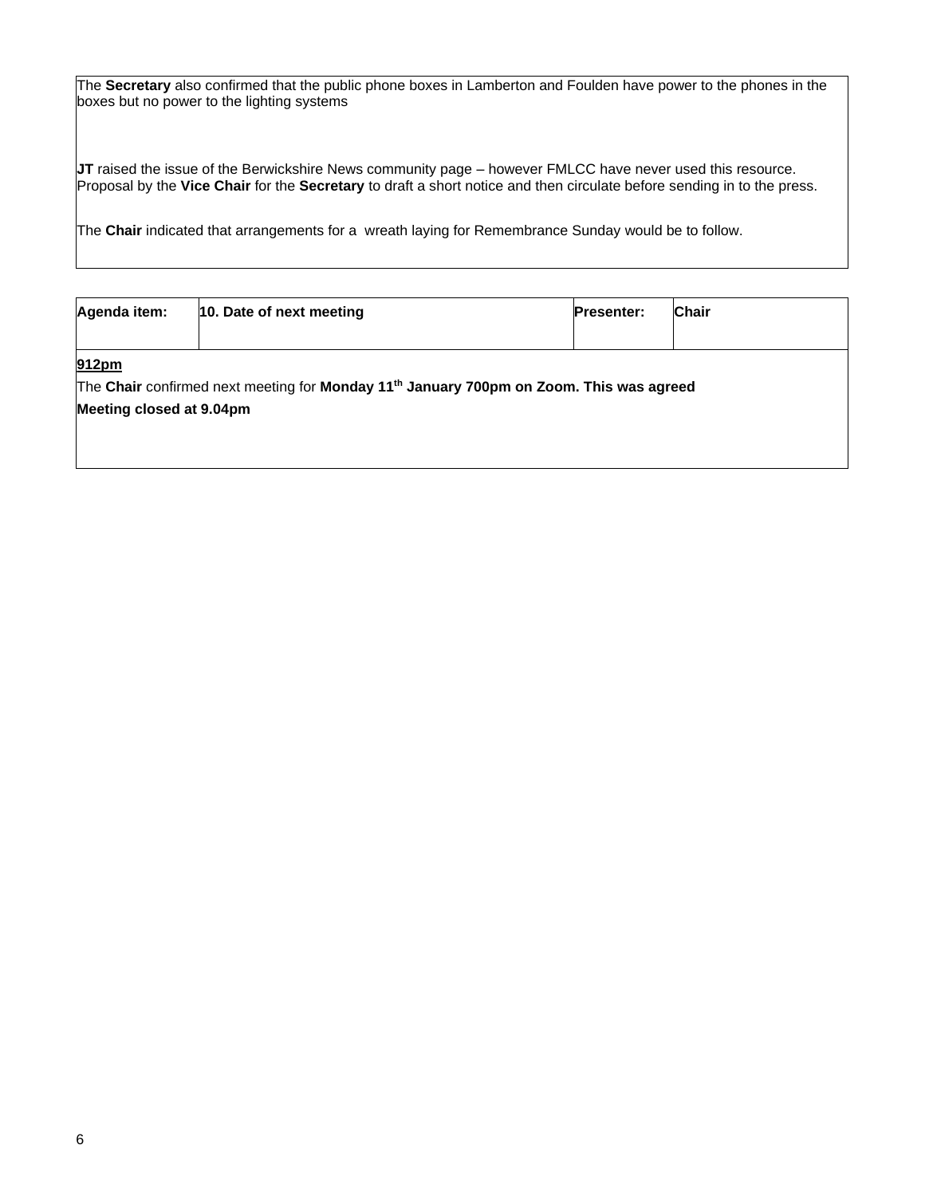The **Secretary** also confirmed that the public phone boxes in Lamberton and Foulden have power to the phones in the boxes but no power to the lighting systems

**JT** raised the issue of the Berwickshire News community page – however FMLCC have never used this resource. Proposal by the **Vice Chair** for the **Secretary** to draft a short notice and then circulate before sending in to the press.

The **Chair** indicated that arrangements for a wreath laying for Remembrance Sunday would be to follow.

| Agenda item: | 10. Date of next meeting | Presenter: | Chair |
| --- | --- | --- | --- |

**912pm**

The **Chair** confirmed next meeting for **Monday 11th January 700pm on Zoom. This was agreed**

**Meeting closed at 9.04pm**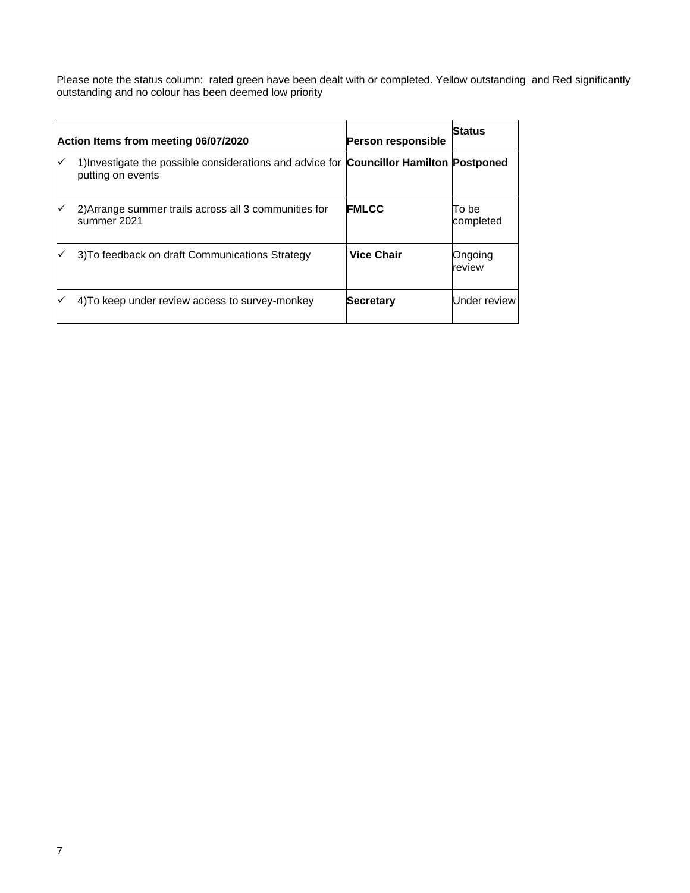Please note the status column: rated green have been dealt with or completed. Yellow outstanding and Red significantly outstanding and no colour has been deemed low priority

| | Action Items from meeting 06/07/2020 | Person responsible | Status |
|---|---|---|---|
| ✓ | 1)Investigate the possible considerations and advice for putting on events | **Councillor Hamilton** | **Postponed** |
| ✓ | 2)Arrange summer trails across all 3 communities for summer 2021 | **FMLCC** | To be completed |
| ✓ | 3)To feedback on draft Communications Strategy | **Vice Chair** | Ongoing review |
| ✓ | 4)To keep under review access to survey-monkey | **Secretary** | Under review |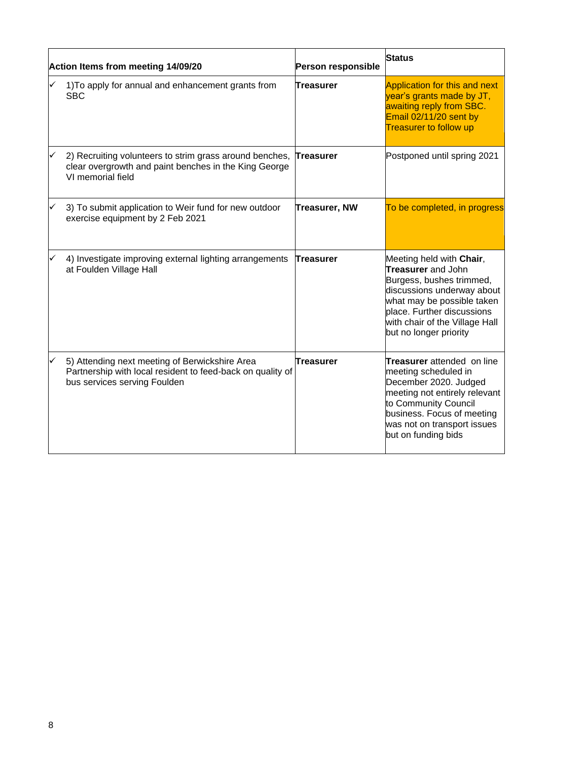| Action Items from meeting 14/09/20 | Person responsible | Status |
|---|---|---|
| ✓ 1)To apply for annual and enhancement grants from SBC | **Treasurer** | Application for this and next year's grants made by JT, awaiting reply from SBC. Email 02/11/20 sent by Treasurer to follow up |
| ✓ 2) Recruiting volunteers to strim grass around benches, clear overgrowth and paint benches in the King George VI memorial field | **Treasurer** | Postponed until spring 2021 |
| ✓ 3) To submit application to Weir fund for new outdoor exercise equipment by 2 Feb 2021 | **Treasurer, NW** | To be completed, in progress |
| ✓ 4) Investigate improving external lighting arrangements at Foulden Village Hall | **Treasurer** | Meeting held with **Chair**, **Treasurer** and John Burgess, bushes trimmed, discussions underway about what may be possible taken place. Further discussions with chair of the Village Hall but no longer priority |
| ✓ 5) Attending next meeting of Berwickshire Area Partnership with local resident to feed-back on quality of bus services serving Foulden | **Treasurer** | **Treasurer** attended on line meeting scheduled in December 2020. Judged meeting not entirely relevant to Community Council business. Focus of meeting was not on transport issues but on funding bids |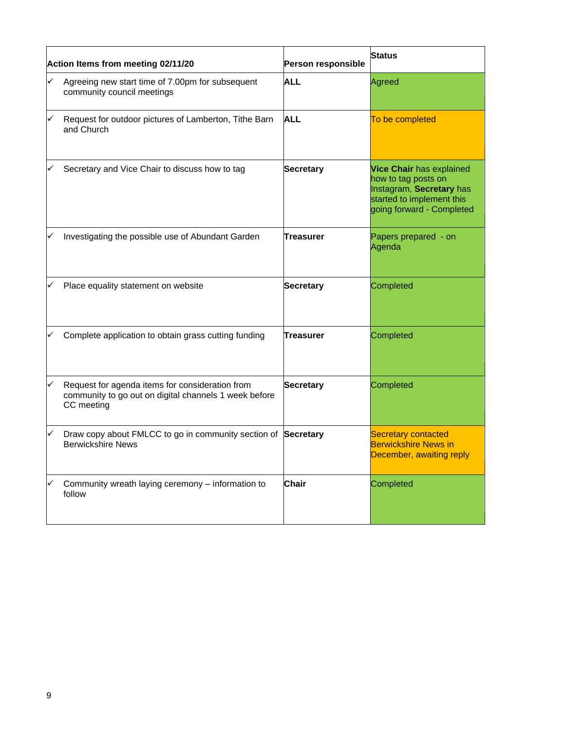| Action Items from meeting 02/11/20 | Person responsible | Status |
|---|---|---|
| ✓ Agreeing new start time of 7.00pm for subsequent community council meetings | **ALL** | Agreed |
| ✓ Request for outdoor pictures of Lamberton, Tithe Barn and Church | **ALL** | To be completed |
| ✓ Secretary and Vice Chair to discuss how to tag | **Secretary** | **Vice Chair** has explained how to tag posts on Instagram, **Secretary** has started to implement this going forward - Completed |
| ✓ Investigating the possible use of Abundant Garden | **Treasurer** | Papers prepared - on Agenda |
| ✓ Place equality statement on website | **Secretary** | Completed |
| ✓ Complete application to obtain grass cutting funding | **Treasurer** | Completed |
| ✓ Request for agenda items for consideration from community to go out on digital channels 1 week before CC meeting | **Secretary** | Completed |
| ✓ Draw copy about FMLCC to go in community section of Berwickshire News | **Secretary** | Secretary contacted Berwickshire News in December, awaiting reply |
| ✓ Community wreath laying ceremony – information to follow | **Chair** | Completed |